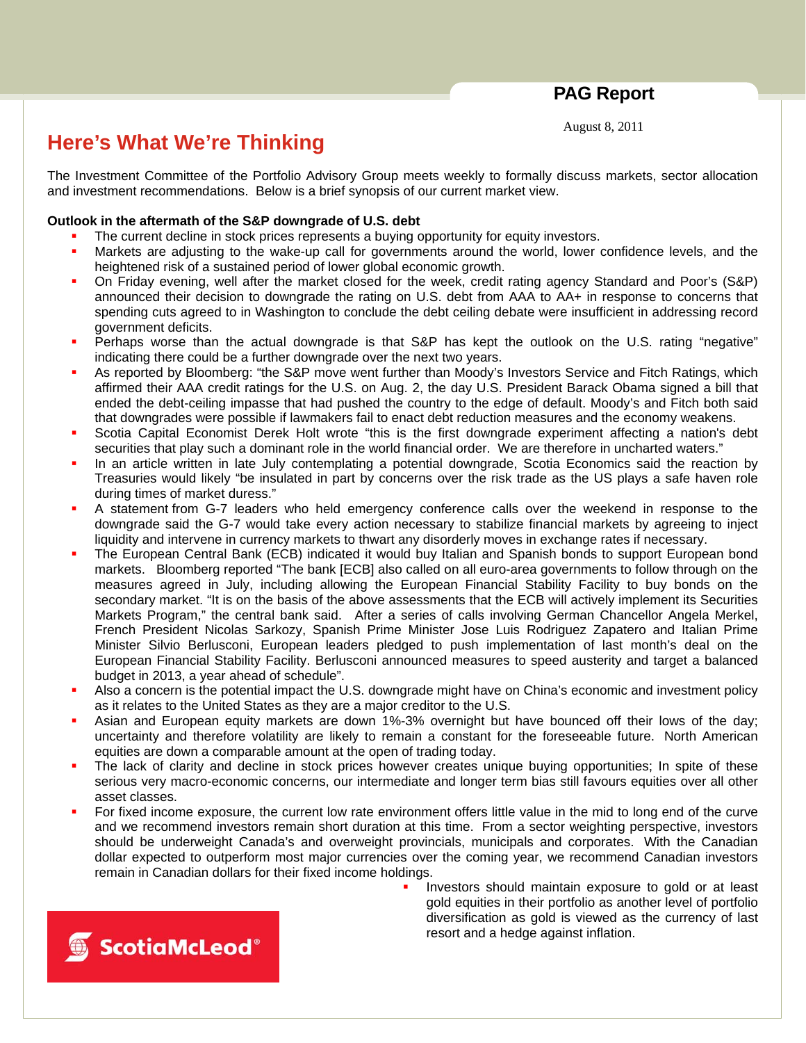PAG Report

August 8, 2011

# Here's What We're Thinking

The Investment Committee of the Portfolio Advisory Group meets weekly to formally discuss markets, sector allocation and investment recommendations. Below is a brief synopsis of our current market view.

**Outlook in the aftermath of the S&P downgrade of U.S. debt**

- The current decline in stock prices represents a buying opportunity for equity investors.
- Markets are adjusting to the wake-up call for governments around the world, lower confidence levels, and the heightened risk of a sustained period of lower global economic growth.
- On Friday evening, well after the market closed for the week, credit rating agency Standard and Poor's (S&P) announced their decision to downgrade the rating on U.S. debt from AAA to AA+ in response to concerns that spending cuts agreed to in Washington to conclude the debt ceiling debate were insufficient in addressing record government deficits.
- Perhaps worse than the actual downgrade is that S&P has kept the outlook on the U.S. rating "negative" indicating there could be a further downgrade over the next two years.
- As reported by Bloomberg: "the S&P move went further than Moody's Investors Service and Fitch Ratings, which affirmed their AAA credit ratings for the U.S. on Aug. 2, the day U.S. President Barack Obama signed a bill that ended the debt-ceiling impasse that had pushed the country to the edge of default. Moody's and Fitch both said that downgrades were possible if lawmakers fail to enact debt reduction measures and the economy weakens.
- Scotia Capital Economist Derek Holt wrote "this is the first downgrade experiment affecting a nation's debt securities that play such a dominant role in the world financial order. We are therefore in uncharted waters."
- In an article written in late July contemplating a potential downgrade, Scotia Economics said the reaction by Treasuries would likely "be insulated in part by concerns over the risk trade as the US plays a safe haven role during times of market duress."
- A statement from G-7 leaders who held emergency conference calls over the weekend in response to the downgrade said the G-7 would take every action necessary to stabilize financial markets by agreeing to inject liquidity and intervene in currency markets to thwart any disorderly moves in exchange rates if necessary.
- The European Central Bank (ECB) indicated it would buy Italian and Spanish bonds to support European bond markets. Bloomberg reported "The bank [ECB] also called on all euro-area governments to follow through on the measures agreed in July, including allowing the European Financial Stability Facility to buy bonds on the secondary market. "It is on the basis of the above assessments that the ECB will actively implement its Securities Markets Program," the central bank said. After a series of calls involving German Chancellor Angela Merkel, French President Nicolas Sarkozy, Spanish Prime Minister Jose Luis Rodriguez Zapatero and Italian Prime Minister Silvio Berlusconi, European leaders pledged to push implementation of last month's deal on the European Financial Stability Facility. Berlusconi announced measures to speed austerity and target a balanced budget in 2013, a year ahead of schedule".
- Also a concern is the potential impact the U.S. downgrade might have on China's economic and investment policy as it relates to the United States as they are a major creditor to the U.S.
- Asian and European equity markets are down 1%-3% overnight but have bounced off their lows of the day; uncertainty and therefore volatility are likely to remain a constant for the foreseeable future. North American equities are down a comparable amount at the open of trading today.
- The lack of clarity and decline in stock prices however creates unique buying opportunities; In spite of these serious very macro-economic concerns, our intermediate and longer term bias still favours equities over all other asset classes.
- For fixed income exposure, the current low rate environment offers little value in the mid to long end of the curve and we recommend investors remain short duration at this time. From a sector weighting perspective, investors should be underweight Canada's and overweight provincials, municipals and corporates. With the Canadian dollar expected to outperform most major currencies over the coming year, we recommend Canadian investors remain in Canadian dollars for their fixed income holdings.
- Investors should maintain exposure to gold or at least gold equities in their portfolio as another level of portfolio diversification as gold is viewed as the currency of last resort and a hedge against inflation.

ScotiaMcLeod®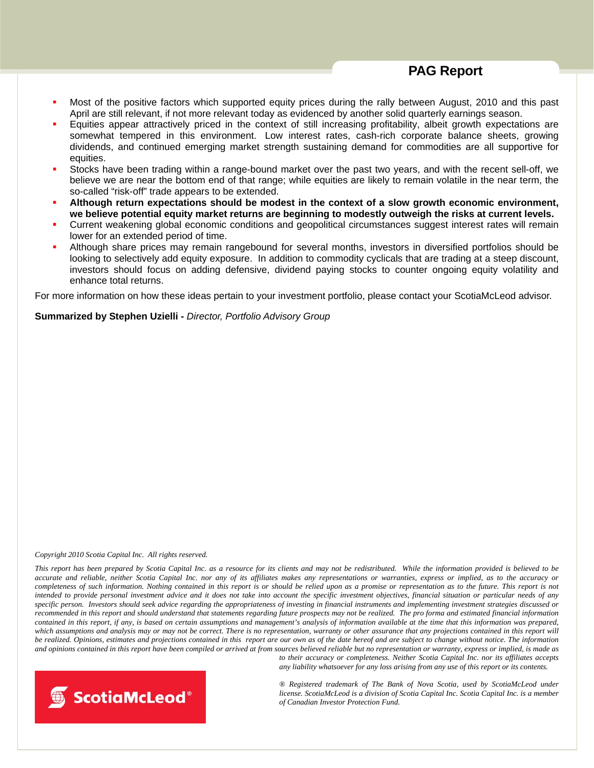- Most of the positive factors which supported equity prices during the rally between August, 2010 and this past April are still relevant, if not more relevant today as evidenced by another solid quarterly earnings season.
- Equities appear attractively priced in the context of still increasing profitability, albeit growth expectations are somewhat tempered in this environment. Low interest rates, cash-rich corporate balance sheets, growing dividends, and continued emerging market strength sustaining demand for commodities are all supportive for equities.
- Stocks have been trading within a range-bound market over the past two years, and with the recent sell-off, we believe we are near the bottom end of that range; while equities are likely to remain volatile in the near term, the so-called "risk-off" trade appears to be extended.
- **Although return expectations should be modest in the context of a slow growth economic environment, we believe potential equity market returns are beginning to modestly outweigh the risks at current levels.**
- Current weakening global economic conditions and geopolitical circumstances suggest interest rates will remain lower for an extended period of time.
- Although share prices may remain rangebound for several months, investors in diversified portfolios should be looking to selectively add equity exposure. In addition to commodity cyclicals that are trading at a steep discount, investors should focus on adding defensive, dividend paying stocks to counter ongoing equity volatility and enhance total returns.

For more information on how these ideas pertain to your investment portfolio, please contact your ScotiaMcLeod advisor.

**Summarized by Stephen Uzielli -** *Director, Portfolio Advisory Group*

*Copyright 2010 Scotia Capital Inc. All rights reserved.*

*This report has been prepared by Scotia Capital Inc. as a resource for its clients and may not be redistributed. While the information provided is believed to be accurate and reliable, neither Scotia Capital Inc. nor any of its affiliates makes any representations or warranties, express or implied, as to the accuracy or completeness of such information. Nothing contained in this report is or should be relied upon as a promise or representation as to the future. This report is not intended to provide personal investment advice and it does not take into account the specific investment objectives, financial situation or particular needs of any specific person. Investors should seek advice regarding the appropriateness of investing in financial instruments and implementing investment strategies discussed or recommended in this report and should understand that statements regarding future prospects may not be realized. The pro forma and estimated financial information contained in this report, if any, is based on certain assumptions and management's analysis of information available at the time that this information was prepared, which assumptions and analysis may or may not be correct. There is no representation, warranty or other assurance that any projections contained in this report will be realized. Opinions, estimates and projections contained in this report are our own as of the date hereof and are subject to change without notice. The information and opinions contained in this report have been compiled or arrived at from sources believed reliable but no representation or warranty, express or implied, is made as to their accuracy or completeness. Neither Scotia Capital Inc. nor its affiliates accepts any liability whatsoever for any loss arising from any use of this report or its contents.*

*® Registered trademark of The Bank of Nova Scotia, used by ScotiaMcLeod under license. ScotiaMcLeod is a division of Scotia Capital Inc. Scotia Capital Inc. is a member of Canadian Investor Protection Fund.*